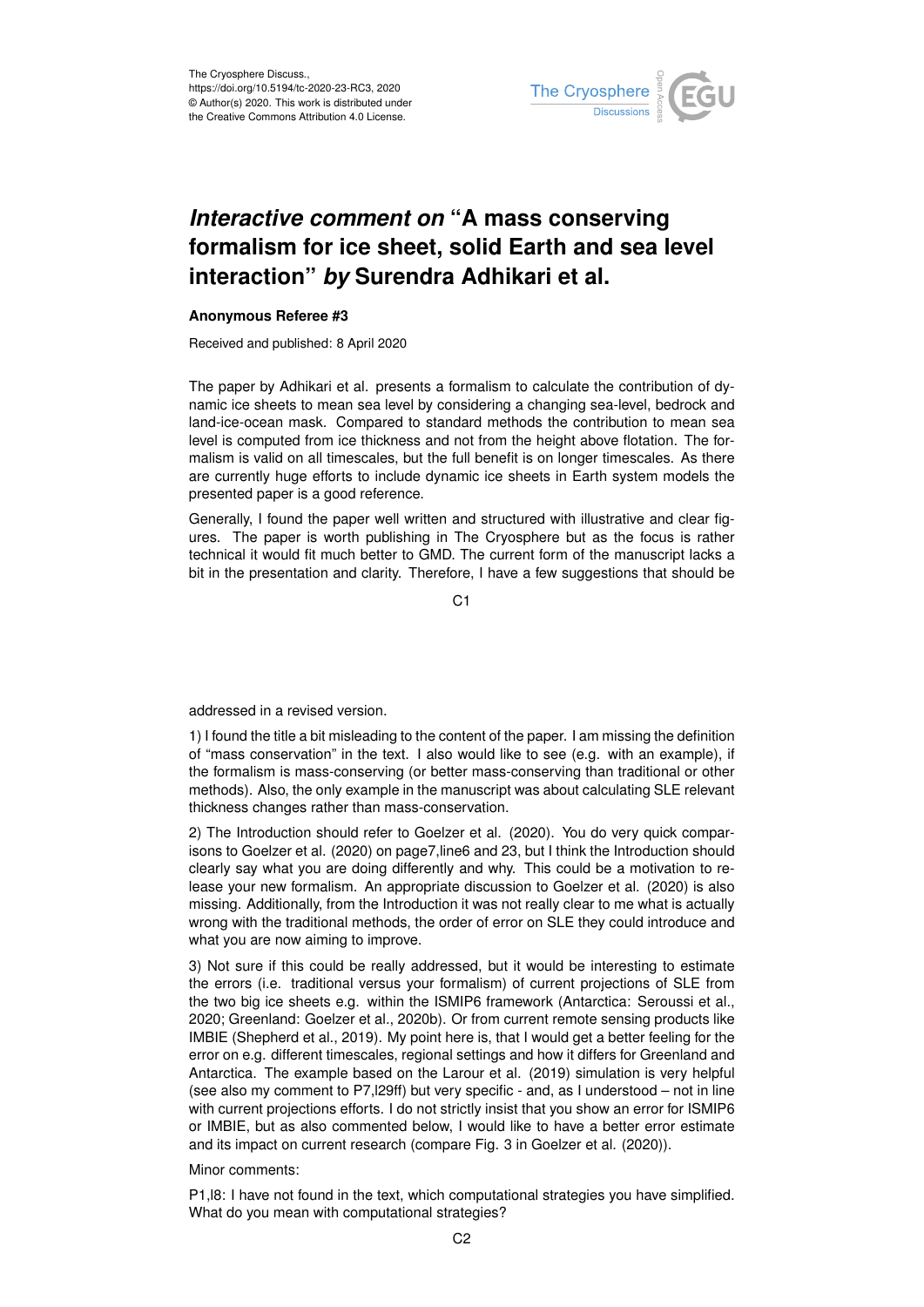The Cryosphere Discuss.,
https://doi.org/10.5194/tc-2020-23-RC3, 2020
© Author(s) 2020. This work is distributed under
the Creative Commons Attribution 4.0 License.

# *Interactive comment on* "A mass conserving formalism for ice sheet, solid Earth and sea level interaction" *by* Surendra Adhikari et al.

**Anonymous Referee #3**

Received and published: 8 April 2020

The paper by Adhikari et al. presents a formalism to calculate the contribution of dynamic ice sheets to mean sea level by considering a changing sea-level, bedrock and land-ice-ocean mask. Compared to standard methods the contribution to mean sea level is computed from ice thickness and not from the height above flotation. The formalism is valid on all timescales, but the full benefit is on longer timescales. As there are currently huge efforts to include dynamic ice sheets in Earth system models the presented paper is a good reference.

Generally, I found the paper well written and structured with illustrative and clear figures. The paper is worth publishing in The Cryosphere but as the focus is rather technical it would fit much better to GMD. The current form of the manuscript lacks a bit in the presentation and clarity. Therefore, I have a few suggestions that should be addressed in a revised version.

1) I found the title a bit misleading to the content of the paper. I am missing the definition of "mass conservation" in the text. I also would like to see (e.g. with an example), if the formalism is mass-conserving (or better mass-conserving than traditional or other methods). Also, the only example in the manuscript was about calculating SLE relevant thickness changes rather than mass-conservation.

2) The Introduction should refer to Goelzer et al. (2020). You do very quick comparisons to Goelzer et al. (2020) on page7,line6 and 23, but I think the Introduction should clearly say what you are doing differently and why. This could be a motivation to release your new formalism. An appropriate discussion to Goelzer et al. (2020) is also missing. Additionally, from the Introduction it was not really clear to me what is actually wrong with the traditional methods, the order of error on SLE they could introduce and what you are now aiming to improve.

3) Not sure if this could be really addressed, but it would be interesting to estimate the errors (i.e. traditional versus your formalism) of current projections of SLE from the two big ice sheets e.g. within the ISMIP6 framework (Antarctica: Seroussi et al., 2020; Greenland: Goelzer et al., 2020b). Or from current remote sensing products like IMBIE (Shepherd et al., 2019). My point here is, that I would get a better feeling for the error on e.g. different timescales, regional settings and how it differs for Greenland and Antarctica. The example based on the Larour et al. (2019) simulation is very helpful (see also my comment to P7,l29ff) but very specific - and, as I understood – not in line with current projections efforts. I do not strictly insist that you show an error for ISMIP6 or IMBIE, but as also commented below, I would like to have a better error estimate and its impact on current research (compare Fig. 3 in Goelzer et al. (2020)).

Minor comments:

P1,l8: I have not found in the text, which computational strategies you have simplified. What do you mean with computational strategies?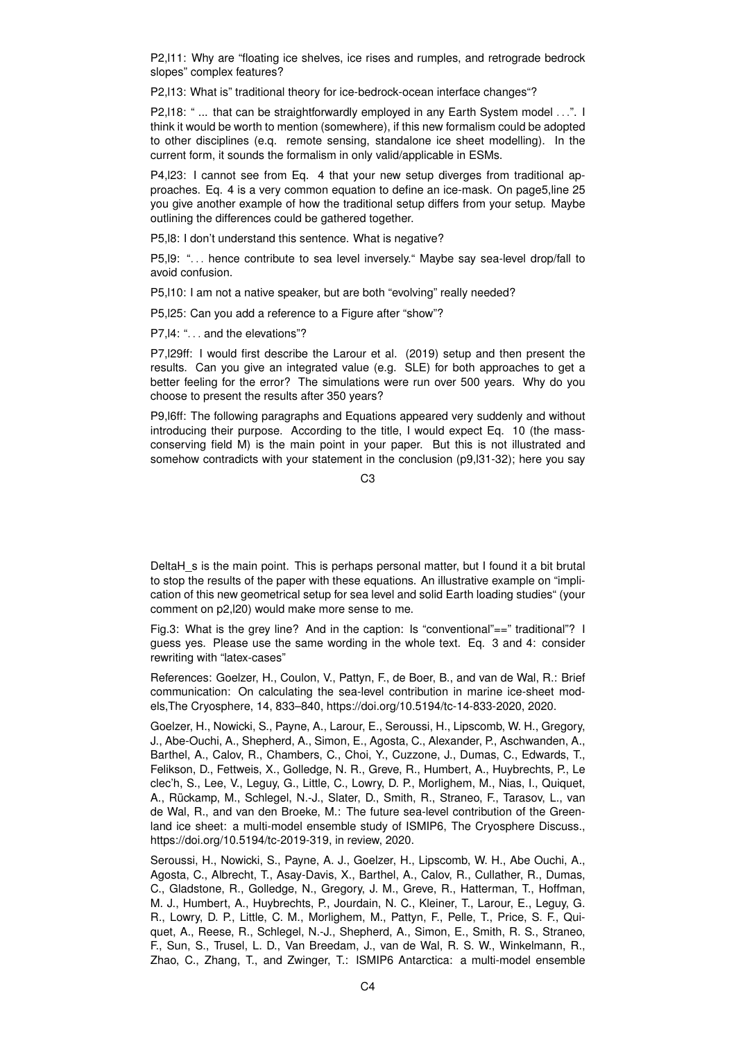P2,l11: Why are "floating ice shelves, ice rises and rumples, and retrograde bedrock slopes" complex features?

P2,l13: What is" traditional theory for ice-bedrock-ocean interface changes"?

P2,l18: " ... that can be straightforwardly employed in any Earth System model . . .". I think it would be worth to mention (somewhere), if this new formalism could be adopted to other disciplines (e.q. remote sensing, standalone ice sheet modelling). In the current form, it sounds the formalism in only valid/applicable in ESMs.

P4,l23: I cannot see from Eq. 4 that your new setup diverges from traditional approaches. Eq. 4 is a very common equation to define an ice-mask. On page5,line 25 you give another example of how the traditional setup differs from your setup. Maybe outlining the differences could be gathered together.

P5,l8: I don't understand this sentence. What is negative?

P5,l9: ". . . hence contribute to sea level inversely." Maybe say sea-level drop/fall to avoid confusion.

P5,l10: I am not a native speaker, but are both "evolving" really needed?

P5,l25: Can you add a reference to a Figure after "show"?

P7,l4: ". . . and the elevations"?

P7,l29ff: I would first describe the Larour et al. (2019) setup and then present the results. Can you give an integrated value (e.g. SLE) for both approaches to get a better feeling for the error? The simulations were run over 500 years. Why do you choose to present the results after 350 years?

P9,l6ff: The following paragraphs and Equations appeared very suddenly and without introducing their purpose. According to the title, I would expect Eq. 10 (the mass-conserving field M) is the main point in your paper. But this is not illustrated and somehow contradicts with your statement in the conclusion (p9,l31-32); here you say DeltaH_s is the main point. This is perhaps personal matter, but I found it a bit brutal to stop the results of the paper with these equations. An illustrative example on "implication of this new geometrical setup for sea level and solid Earth loading studies" (your comment on p2,l20) would make more sense to me.

Fig.3: What is the grey line? And in the caption: Is "conventional"==" traditional"? I guess yes. Please use the same wording in the whole text. Eq. 3 and 4: consider rewriting with "latex-cases"

References: Goelzer, H., Coulon, V., Pattyn, F., de Boer, B., and van de Wal, R.: Brief communication: On calculating the sea-level contribution in marine ice-sheet models,The Cryosphere, 14, 833–840, https://doi.org/10.5194/tc-14-833-2020, 2020.

Goelzer, H., Nowicki, S., Payne, A., Larour, E., Seroussi, H., Lipscomb, W. H., Gregory, J., Abe-Ouchi, A., Shepherd, A., Simon, E., Agosta, C., Alexander, P., Aschwanden, A., Barthel, A., Calov, R., Chambers, C., Choi, Y., Cuzzone, J., Dumas, C., Edwards, T., Felikson, D., Fettweis, X., Golledge, N. R., Greve, R., Humbert, A., Huybrechts, P., Le clec'h, S., Lee, V., Leguy, G., Little, C., Lowry, D. P., Morlighem, M., Nias, I., Quiquet, A., Rückamp, M., Schlegel, N.-J., Slater, D., Smith, R., Straneo, F., Tarasov, L., van de Wal, R., and van den Broeke, M.: The future sea-level contribution of the Greenland ice sheet: a multi-model ensemble study of ISMIP6, The Cryosphere Discuss., https://doi.org/10.5194/tc-2019-319, in review, 2020.

Seroussi, H., Nowicki, S., Payne, A. J., Goelzer, H., Lipscomb, W. H., Abe Ouchi, A., Agosta, C., Albrecht, T., Asay-Davis, X., Barthel, A., Calov, R., Cullather, R., Dumas, C., Gladstone, R., Golledge, N., Gregory, J. M., Greve, R., Hatterman, T., Hoffman, M. J., Humbert, A., Huybrechts, P., Jourdain, N. C., Kleiner, T., Larour, E., Leguy, G. R., Lowry, D. P., Little, C. M., Morlighem, M., Pattyn, F., Pelle, T., Price, S. F., Quiquet, A., Reese, R., Schlegel, N.-J., Shepherd, A., Simon, E., Smith, R. S., Straneo, F., Sun, S., Trusel, L. D., Van Breedam, J., van de Wal, R. S. W., Winkelmann, R., Zhao, C., Zhang, T., and Zwinger, T.: ISMIP6 Antarctica: a multi-model ensemble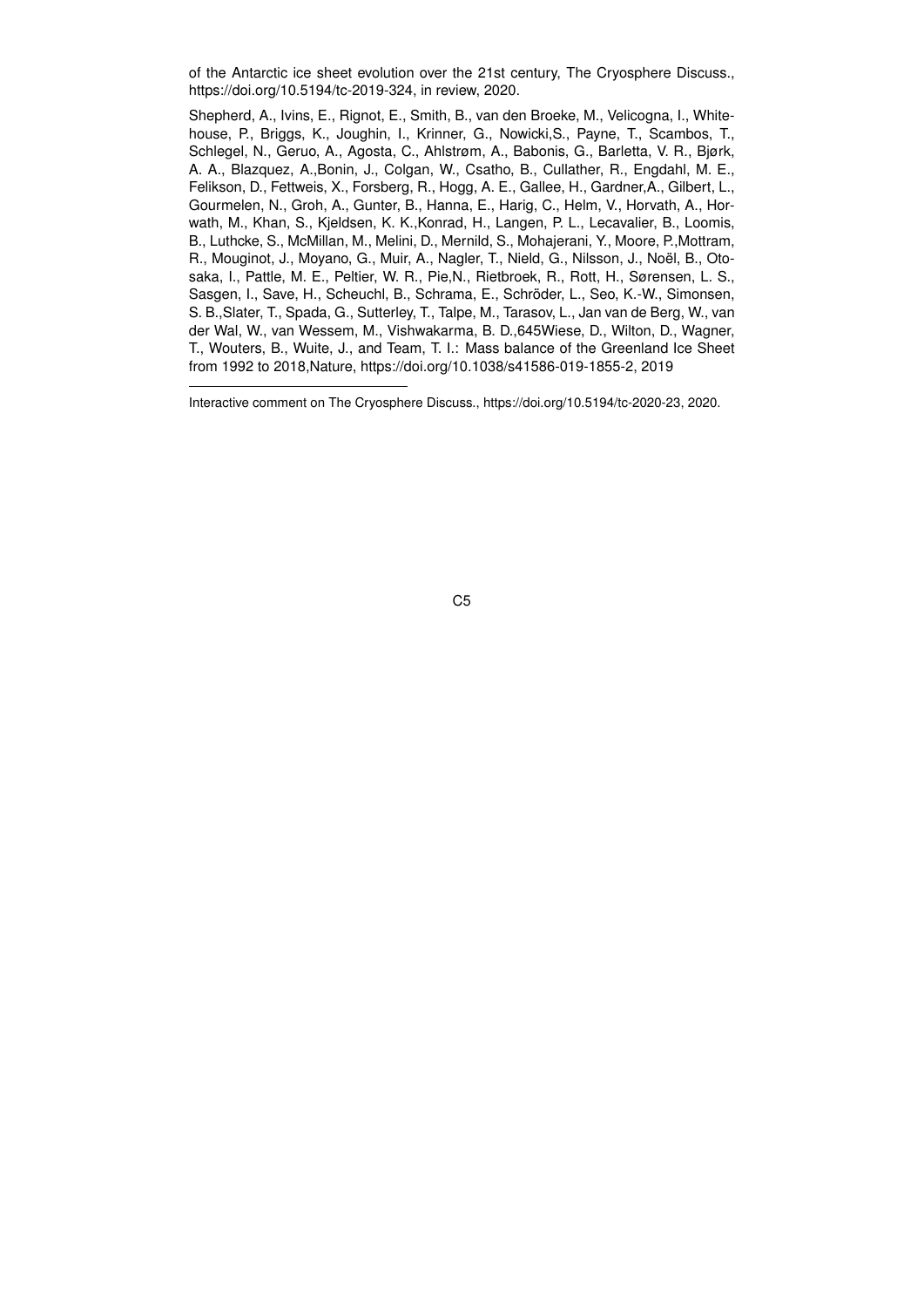of the Antarctic ice sheet evolution over the 21st century, The Cryosphere Discuss., https://doi.org/10.5194/tc-2019-324, in review, 2020.

Shepherd, A., Ivins, E., Rignot, E., Smith, B., van den Broeke, M., Velicogna, I., Whitehouse, P., Briggs, K., Joughin, I., Krinner, G., Nowicki,S., Payne, T., Scambos, T., Schlegel, N., Geruo, A., Agosta, C., Ahlstrøm, A., Babonis, G., Barletta, V. R., Bjørk, A. A., Blazquez, A.,Bonin, J., Colgan, W., Csatho, B., Cullather, R., Engdahl, M. E., Felikson, D., Fettweis, X., Forsberg, R., Hogg, A. E., Gallee, H., Gardner,A., Gilbert, L., Gourmelen, N., Groh, A., Gunter, B., Hanna, E., Harig, C., Helm, V., Horvath, A., Horwath, M., Khan, S., Kjeldsen, K. K.,Konrad, H., Langen, P. L., Lecavalier, B., Loomis, B., Luthcke, S., McMillan, M., Melini, D., Mernild, S., Mohajerani, Y., Moore, P.,Mottram, R., Mouginot, J., Moyano, G., Muir, A., Nagler, T., Nield, G., Nilsson, J., Noël, B., Otosaka, I., Pattle, M. E., Peltier, W. R., Pie,N., Rietbroek, R., Rott, H., Sørensen, L. S., Sasgen, I., Save, H., Scheuchl, B., Schrama, E., Schröder, L., Seo, K.-W., Simonsen, S. B.,Slater, T., Spada, G., Sutterley, T., Talpe, M., Tarasov, L., Jan van de Berg, W., van der Wal, W., van Wessem, M., Vishwakarma, B. D.,645Wiese, D., Wilton, D., Wagner, T., Wouters, B., Wuite, J., and Team, T. I.: Mass balance of the Greenland Ice Sheet from 1992 to 2018,Nature, https://doi.org/10.1038/s41586-019-1855-2, 2019

---

Interactive comment on The Cryosphere Discuss., https://doi.org/10.5194/tc-2020-23, 2020.